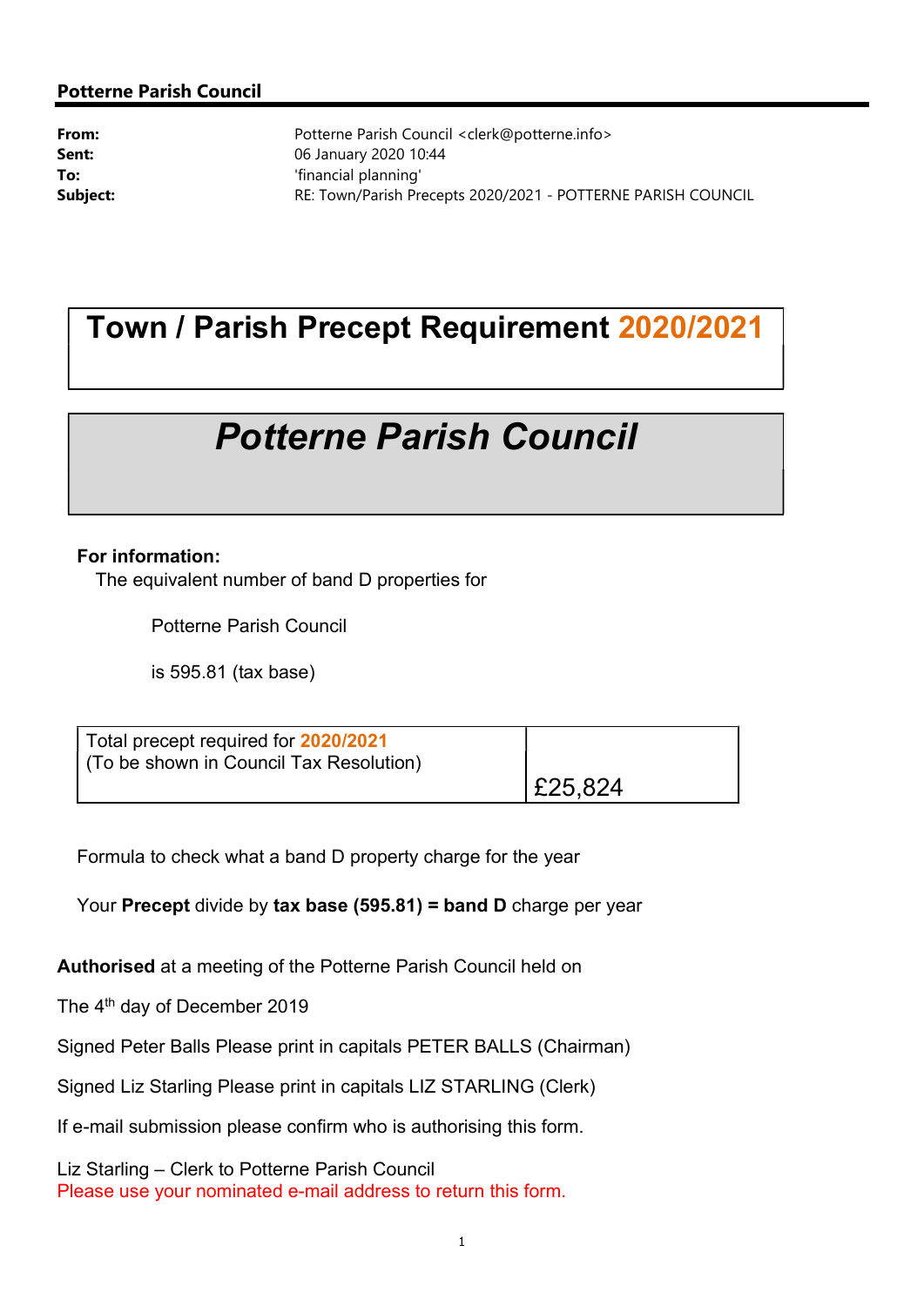**Potterne Parish Council**

| | |
|---|---|
| **From:** | Potterne Parish Council <clerk@potterne.info> |
| **Sent:** | 06 January 2020 10:44 |
| **To:** | 'financial planning' |
| **Subject:** | RE: Town/Parish Precepts 2020/2021 - POTTERNE PARISH COUNCIL |

# Town / Parish Precept Requirement 2020/2021

# *Potterne Parish Council*

**For information:**

The equivalent number of band D properties for

Potterne Parish Council

is 595.81 (tax base)

| Total precept required for 2020/2021 (To be shown in Council Tax Resolution) | £25,824 |
|---|---|

Formula to check what a band D property charge for the year

Your **Precept** divide by **tax base (595.81) = band D** charge per year

**Authorised** at a meeting of the Potterne Parish Council held on

The 4th day of December 2019

Signed Peter Balls Please print in capitals PETER BALLS (Chairman)

Signed Liz Starling Please print in capitals LIZ STARLING (Clerk)

If e-mail submission please confirm who is authorising this form.

Liz Starling – Clerk to Potterne Parish Council
Please use your nominated e-mail address to return this form.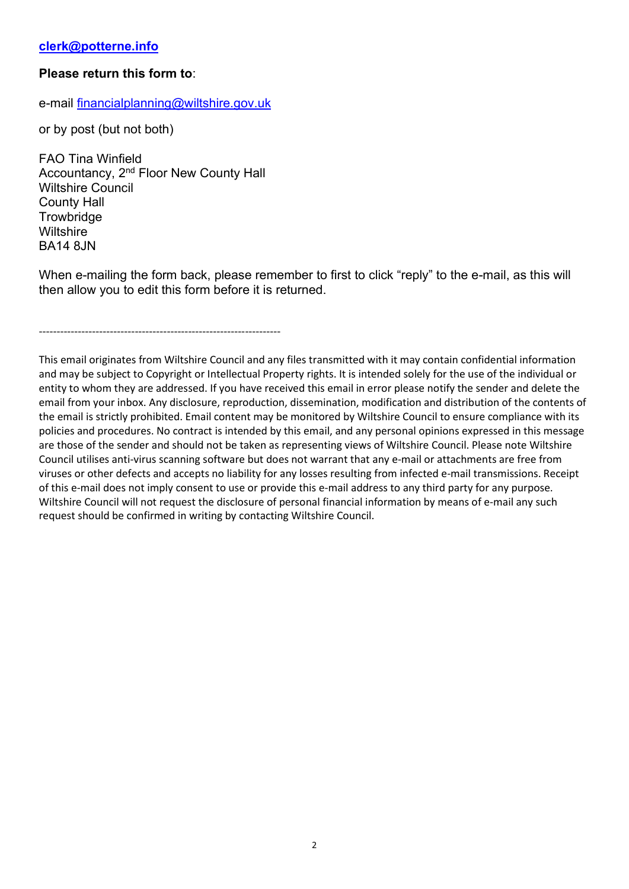**clerk@potterne.info**

**Please return this form to**:

e-mail financialplanning@wiltshire.gov.uk

or by post (but not both)

FAO Tina Winfield
Accountancy, 2nd Floor New County Hall
Wiltshire Council
County Hall
Trowbridge
Wiltshire
BA14 8JN

When e-mailing the form back, please remember to first to click "reply" to the e-mail, as this will then allow you to edit this form before it is returned.

--------------------------------------------------------------------

This email originates from Wiltshire Council and any files transmitted with it may contain confidential information and may be subject to Copyright or Intellectual Property rights. It is intended solely for the use of the individual or entity to whom they are addressed. If you have received this email in error please notify the sender and delete the email from your inbox. Any disclosure, reproduction, dissemination, modification and distribution of the contents of the email is strictly prohibited. Email content may be monitored by Wiltshire Council to ensure compliance with its policies and procedures. No contract is intended by this email, and any personal opinions expressed in this message are those of the sender and should not be taken as representing views of Wiltshire Council. Please note Wiltshire Council utilises anti-virus scanning software but does not warrant that any e-mail or attachments are free from viruses or other defects and accepts no liability for any losses resulting from infected e-mail transmissions. Receipt of this e-mail does not imply consent to use or provide this e-mail address to any third party for any purpose. Wiltshire Council will not request the disclosure of personal financial information by means of e-mail any such request should be confirmed in writing by contacting Wiltshire Council.